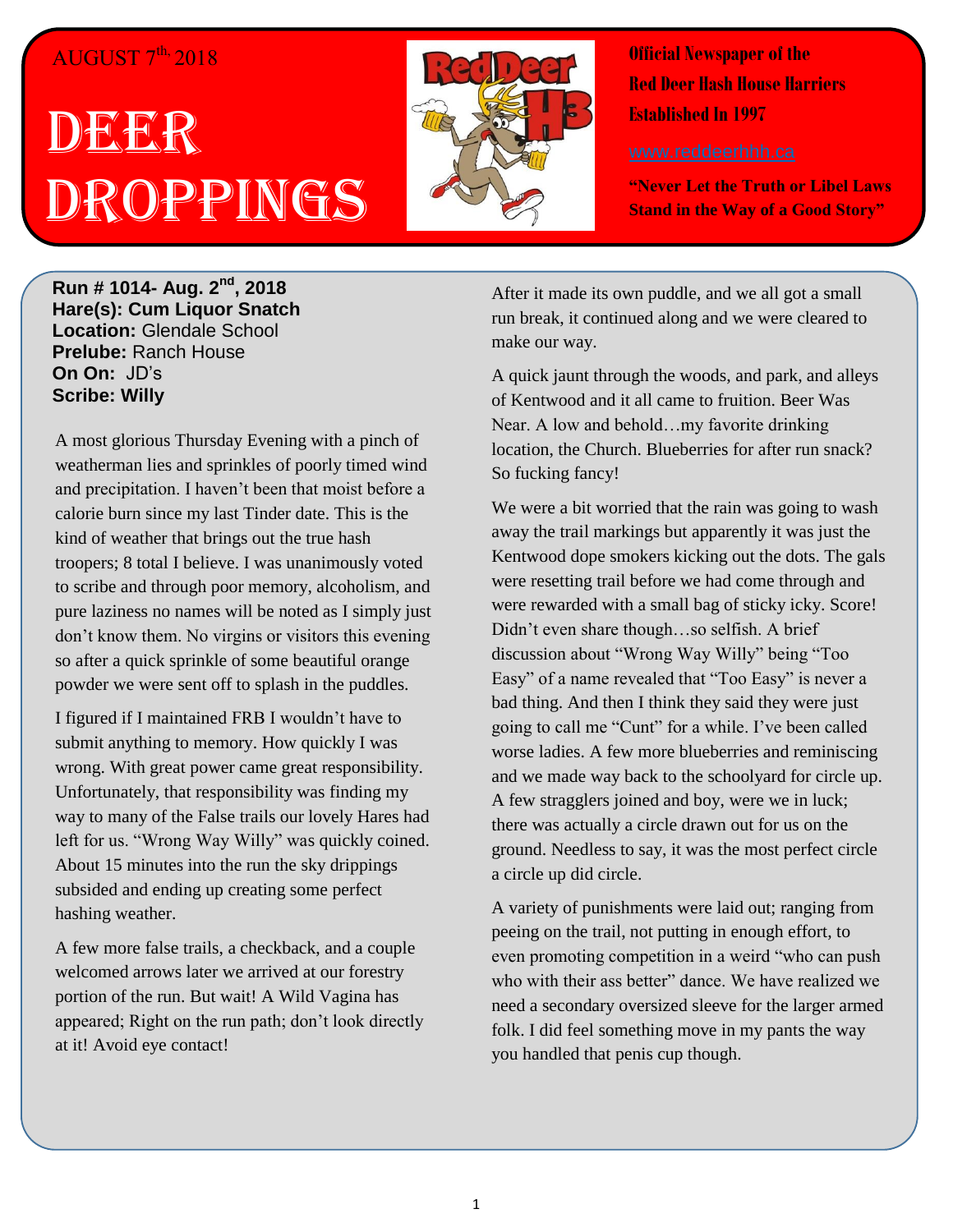AUGUST 7th, 2018

# DEER DROPPINGS

**Official Newspaper of the Red Deer Hash House Harriers Established In 1997**

www.reddeerhhh.ca

**"Never Let the Truth or Libel Laws Stand in the Way of a Good Story"**

**Run # 1014- Aug. 2nd, 2018**
**Hare(s): Cum Liquor Snatch**
**Location:** Glendale School
**Prelube:** Ranch House
**On On:** JD's
**Scribe: Willy**

A most glorious Thursday Evening with a pinch of weatherman lies and sprinkles of poorly timed wind and precipitation. I haven't been that moist before a calorie burn since my last Tinder date. This is the kind of weather that brings out the true hash troopers; 8 total I believe. I was unanimously voted to scribe and through poor memory, alcoholism, and pure laziness no names will be noted as I simply just don't know them. No virgins or visitors this evening so after a quick sprinkle of some beautiful orange powder we were sent off to splash in the puddles.

I figured if I maintained FRB I wouldn't have to submit anything to memory. How quickly I was wrong. With great power came great responsibility. Unfortunately, that responsibility was finding my way to many of the False trails our lovely Hares had left for us. "Wrong Way Willy" was quickly coined. About 15 minutes into the run the sky drippings subsided and ending up creating some perfect hashing weather.

A few more false trails, a checkback, and a couple welcomed arrows later we arrived at our forestry portion of the run. But wait! A Wild Vagina has appeared; Right on the run path; don't look directly at it! Avoid eye contact!

After it made its own puddle, and we all got a small run break, it continued along and we were cleared to make our way.

A quick jaunt through the woods, and park, and alleys of Kentwood and it all came to fruition. Beer Was Near. A low and behold…my favorite drinking location, the Church. Blueberries for after run snack? So fucking fancy!

We were a bit worried that the rain was going to wash away the trail markings but apparently it was just the Kentwood dope smokers kicking out the dots. The gals were resetting trail before we had come through and were rewarded with a small bag of sticky icky. Score! Didn't even share though…so selfish. A brief discussion about "Wrong Way Willy" being "Too Easy" of a name revealed that "Too Easy" is never a bad thing. And then I think they said they were just going to call me "Cunt" for a while. I've been called worse ladies. A few more blueberries and reminiscing and we made way back to the schoolyard for circle up. A few stragglers joined and boy, were we in luck; there was actually a circle drawn out for us on the ground. Needless to say, it was the most perfect circle a circle up did circle.

A variety of punishments were laid out; ranging from peeing on the trail, not putting in enough effort, to even promoting competition in a weird "who can push who with their ass better" dance. We have realized we need a secondary oversized sleeve for the larger armed folk. I did feel something move in my pants the way you handled that penis cup though.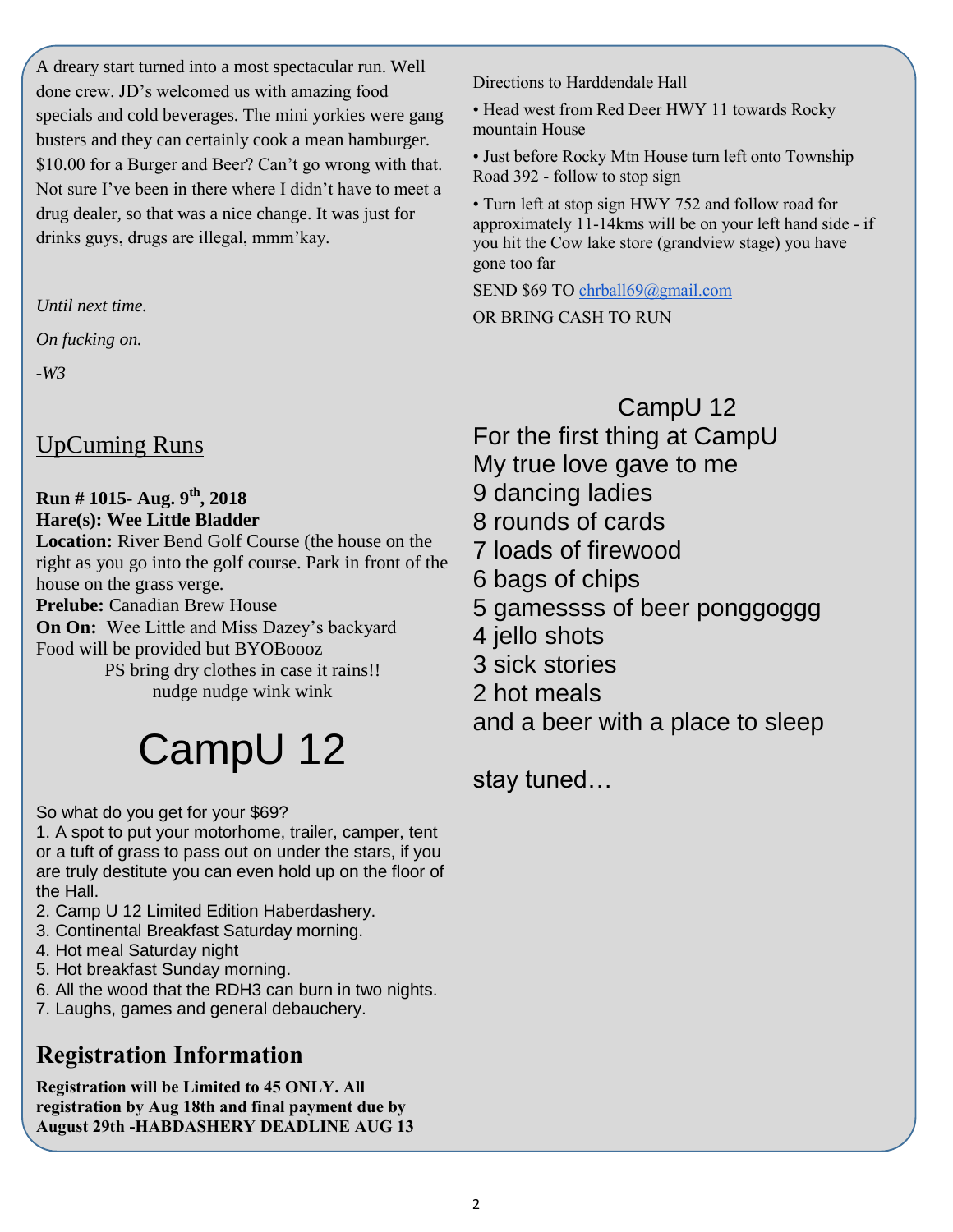A dreary start turned into a most spectacular run. Well done crew. JD's welcomed us with amazing food specials and cold beverages. The mini yorkies were gang busters and they can certainly cook a mean hamburger. $10.00 for a Burger and Beer? Can't go wrong with that. Not sure I've been in there where I didn't have to meet a drug dealer, so that was a nice change. It was just for drinks guys, drugs are illegal, mmm'kay.

*Until next time.*

*On fucking on.*

*-W3*

## UpCuming Runs

**Run # 1015- Aug. 9th, 2018**
**Hare(s): Wee Little Bladder**
**Location:** River Bend Golf Course (the house on the right as you go into the golf course. Park in front of the house on the grass verge.
**Prelube:** Canadian Brew House
**On On:** Wee Little and Miss Dazey's backyard
Food will be provided but BYOBoooz
PS bring dry clothes in case it rains!!
nudge nudge wink wink

# CampU 12

So what do you get for your $69?

1. A spot to put your motorhome, trailer, camper, tent or a tuft of grass to pass out on under the stars, if you are truly destitute you can even hold up on the floor of the Hall.
2. Camp U 12 Limited Edition Haberdashery.
3. Continental Breakfast Saturday morning.
4. Hot meal Saturday night
5. Hot breakfast Sunday morning.
6. All the wood that the RDH3 can burn in two nights.
7. Laughs, games and general debauchery.

## Registration Information

**Registration will be Limited to 45 ONLY. All registration by Aug 18th and final payment due by August 29th -HABDASHERY DEADLINE AUG 13**

Directions to Harddendale Hall

- Head west from Red Deer HWY 11 towards Rocky mountain House
- Just before Rocky Mtn House turn left onto Township Road 392 - follow to stop sign
- Turn left at stop sign HWY 752 and follow road for approximately 11-14kms will be on your left hand side - if you hit the Cow lake store (grandview stage) you have gone too far

SEND $69 TO chrball69@gmail.com

OR BRING CASH TO RUN

CampU 12

For the first thing at CampU
My true love gave to me
9 dancing ladies
8 rounds of cards
7 loads of firewood
6 bags of chips
5 gamessss of beer ponggoggg
4 jello shots
3 sick stories
2 hot meals
and a beer with a place to sleep

stay tuned…